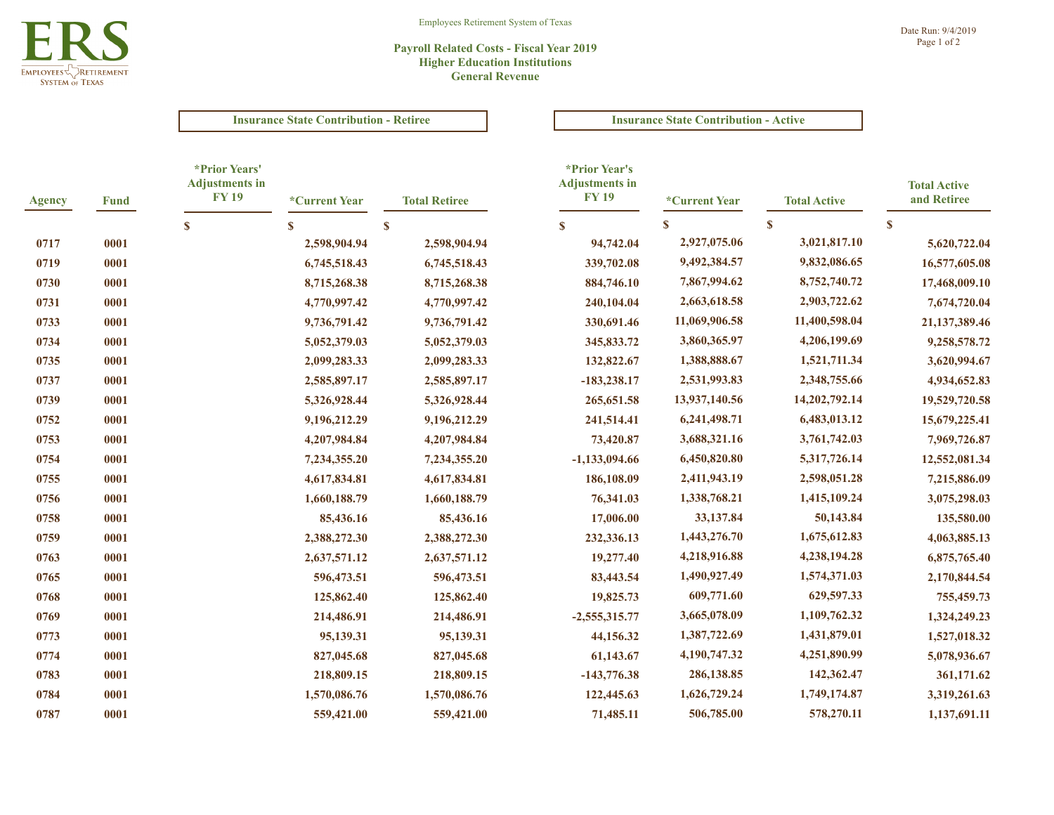Employees Retirement System of Texas

# Payroll Related Costs - Fiscal Year 2019
## Higher Education Institutions
## General Revenue

Date Run: 9/4/2019

| Agency | Fund | Insurance State Contribution - Retiree | | | Insurance State Contribution - Active | | | Total Active and Retiree |
|---|---|---|---|---|---|---|---|---|
| | | *Prior Years' Adjustments in FY 19 | *Current Year | Total Retiree | *Prior Year's Adjustments in FY 19 | *Current Year | Total Active | |
| | | $ | $ | $ | $ | $ | $ | $ |
| 0717 | 0001 | | 2,598,904.94 | 2,598,904.94 | 94,742.04 | 2,927,075.06 | 3,021,817.10 | 5,620,722.04 |
| 0719 | 0001 | | 6,745,518.43 | 6,745,518.43 | 339,702.08 | 9,492,384.57 | 9,832,086.65 | 16,577,605.08 |
| 0730 | 0001 | | 8,715,268.38 | 8,715,268.38 | 884,746.10 | 7,867,994.62 | 8,752,740.72 | 17,468,009.10 |
| 0731 | 0001 | | 4,770,997.42 | 4,770,997.42 | 240,104.04 | 2,663,618.58 | 2,903,722.62 | 7,674,720.04 |
| 0733 | 0001 | | 9,736,791.42 | 9,736,791.42 | 330,691.46 | 11,069,906.58 | 11,400,598.04 | 21,137,389.46 |
| 0734 | 0001 | | 5,052,379.03 | 5,052,379.03 | 345,833.72 | 3,860,365.97 | 4,206,199.69 | 9,258,578.72 |
| 0735 | 0001 | | 2,099,283.33 | 2,099,283.33 | 132,822.67 | 1,388,888.67 | 1,521,711.34 | 3,620,994.67 |
| 0737 | 0001 | | 2,585,897.17 | 2,585,897.17 | -183,238.17 | 2,531,993.83 | 2,348,755.66 | 4,934,652.83 |
| 0739 | 0001 | | 5,326,928.44 | 5,326,928.44 | 265,651.58 | 13,937,140.56 | 14,202,792.14 | 19,529,720.58 |
| 0752 | 0001 | | 9,196,212.29 | 9,196,212.29 | 241,514.41 | 6,241,498.71 | 6,483,013.12 | 15,679,225.41 |
| 0753 | 0001 | | 4,207,984.84 | 4,207,984.84 | 73,420.87 | 3,688,321.16 | 3,761,742.03 | 7,969,726.87 |
| 0754 | 0001 | | 7,234,355.20 | 7,234,355.20 | -1,133,094.66 | 6,450,820.80 | 5,317,726.14 | 12,552,081.34 |
| 0755 | 0001 | | 4,617,834.81 | 4,617,834.81 | 186,108.09 | 2,411,943.19 | 2,598,051.28 | 7,215,886.09 |
| 0756 | 0001 | | 1,660,188.79 | 1,660,188.79 | 76,341.03 | 1,338,768.21 | 1,415,109.24 | 3,075,298.03 |
| 0758 | 0001 | | 85,436.16 | 85,436.16 | 17,006.00 | 33,137.84 | 50,143.84 | 135,580.00 |
| 0759 | 0001 | | 2,388,272.30 | 2,388,272.30 | 232,336.13 | 1,443,276.70 | 1,675,612.83 | 4,063,885.13 |
| 0763 | 0001 | | 2,637,571.12 | 2,637,571.12 | 19,277.40 | 4,218,916.88 | 4,238,194.28 | 6,875,765.40 |
| 0765 | 0001 | | 596,473.51 | 596,473.51 | 83,443.54 | 1,490,927.49 | 1,574,371.03 | 2,170,844.54 |
| 0768 | 0001 | | 125,862.40 | 125,862.40 | 19,825.73 | 609,771.60 | 629,597.33 | 755,459.73 |
| 0769 | 0001 | | 214,486.91 | 214,486.91 | -2,555,315.77 | 3,665,078.09 | 1,109,762.32 | 1,324,249.23 |
| 0773 | 0001 | | 95,139.31 | 95,139.31 | 44,156.32 | 1,387,722.69 | 1,431,879.01 | 1,527,018.32 |
| 0774 | 0001 | | 827,045.68 | 827,045.68 | 61,143.67 | 4,190,747.32 | 4,251,890.99 | 5,078,936.67 |
| 0783 | 0001 | | 218,809.15 | 218,809.15 | -143,776.38 | 286,138.85 | 142,362.47 | 361,171.62 |
| 0784 | 0001 | | 1,570,086.76 | 1,570,086.76 | 122,445.63 | 1,626,729.24 | 1,749,174.87 | 3,319,261.63 |
| 0787 | 0001 | | 559,421.00 | 559,421.00 | 71,485.11 | 506,785.00 | 578,270.11 | 1,137,691.11 |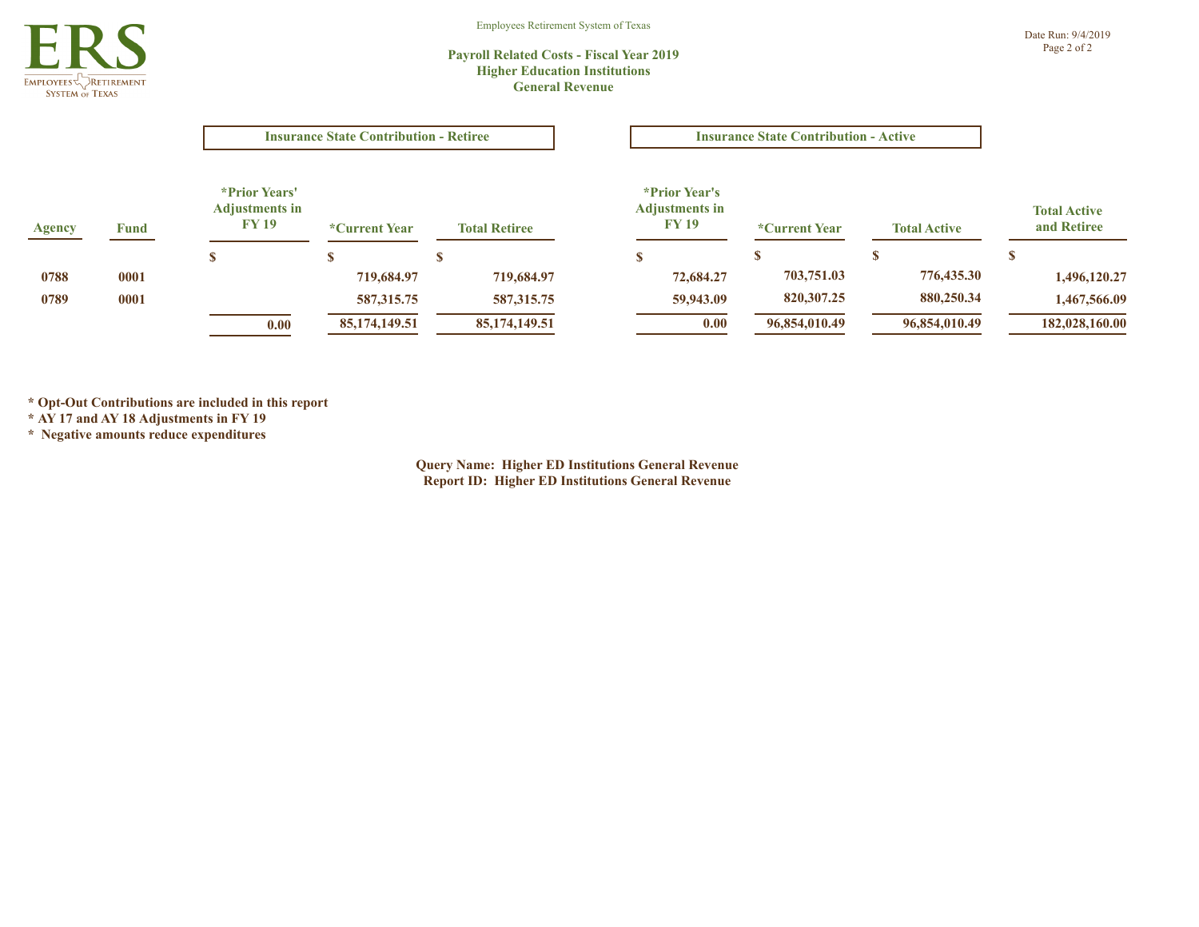Employees Retirement System of Texas

**Payroll Related Costs - Fiscal Year 2019**
**Higher Education Institutions**
**General Revenue**

Date Run: 9/4/2019

| | | Insurance State Contribution - Retiree | | | Insurance State Contribution - Active | | | |
|---|---|---|---|---|---|---|---|---|
| **Agency** | **Fund** | ***Prior Years' Adjustments in FY 19** | ***Current Year** | **Total Retiree** | ***Prior Year's Adjustments in FY 19** | ***Current Year** | **Total Active** | **Total Active and Retiree** |
| | | $ | $ | $ | $ | $ | $ | $ |
| 0788 | 0001 | | 719,684.97 | 719,684.97 | 72,684.27 | 703,751.03 | 776,435.30 | 1,496,120.27 |
| 0789 | 0001 | | 587,315.75 | 587,315.75 | 59,943.09 | 820,307.25 | 880,250.34 | 1,467,566.09 |
| | | 0.00 | 85,174,149.51 | 85,174,149.51 | 0.00 | 96,854,010.49 | 96,854,010.49 | 182,028,160.00 |

**\* Opt-Out Contributions are included in this report**
**\* AY 17 and AY 18 Adjustments in FY 19**
**\*  Negative amounts reduce expenditures**

**Query Name:  Higher ED Institutions General Revenue**
**Report ID:  Higher ED Institutions General Revenue**